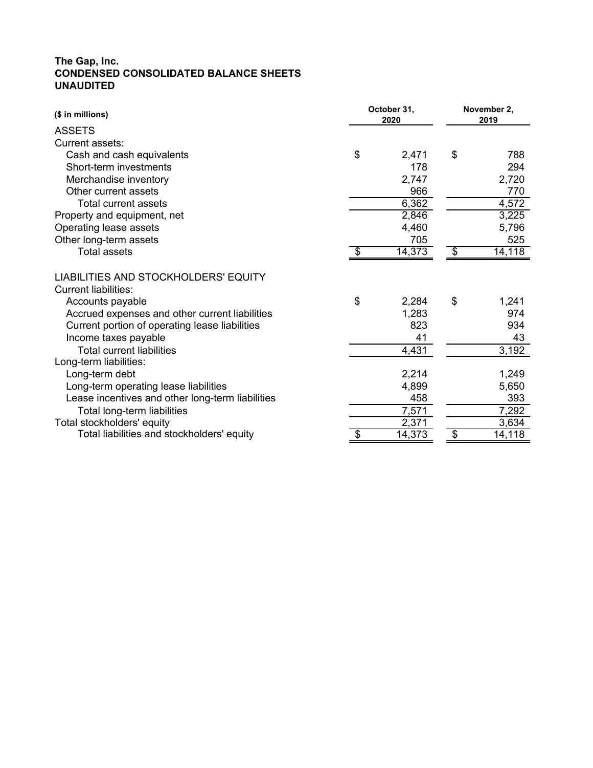**The Gap, Inc.**
**CONDENSED CONSOLIDATED BALANCE SHEETS**
**UNAUDITED**

| ($ in millions) | October 31, 2020 | November 2, 2019 |
|---|---|---|
| ASSETS | | |
| Current assets: | | |
| Cash and cash equivalents | $ 2,471 | $ 788 |
| Short-term investments | 178 | 294 |
| Merchandise inventory | 2,747 | 2,720 |
| Other current assets | 966 | 770 |
| Total current assets | 6,362 | 4,572 |
| Property and equipment, net | 2,846 | 3,225 |
| Operating lease assets | 4,460 | 5,796 |
| Other long-term assets | 705 | 525 |
| Total assets | $ 14,373 | $ 14,118 |
| | | |
| LIABILITIES AND STOCKHOLDERS' EQUITY | | |
| Current liabilities: | | |
| Accounts payable | $ 2,284 | $ 1,241 |
| Accrued expenses and other current liabilities | 1,283 | 974 |
| Current portion of operating lease liabilities | 823 | 934 |
| Income taxes payable | 41 | 43 |
| Total current liabilities | 4,431 | 3,192 |
| Long-term liabilities: | | |
| Long-term debt | 2,214 | 1,249 |
| Long-term operating lease liabilities | 4,899 | 5,650 |
| Lease incentives and other long-term liabilities | 458 | 393 |
| Total long-term liabilities | 7,571 | 7,292 |
| Total stockholders' equity | 2,371 | 3,634 |
| Total liabilities and stockholders' equity | $ 14,373 | $ 14,118 |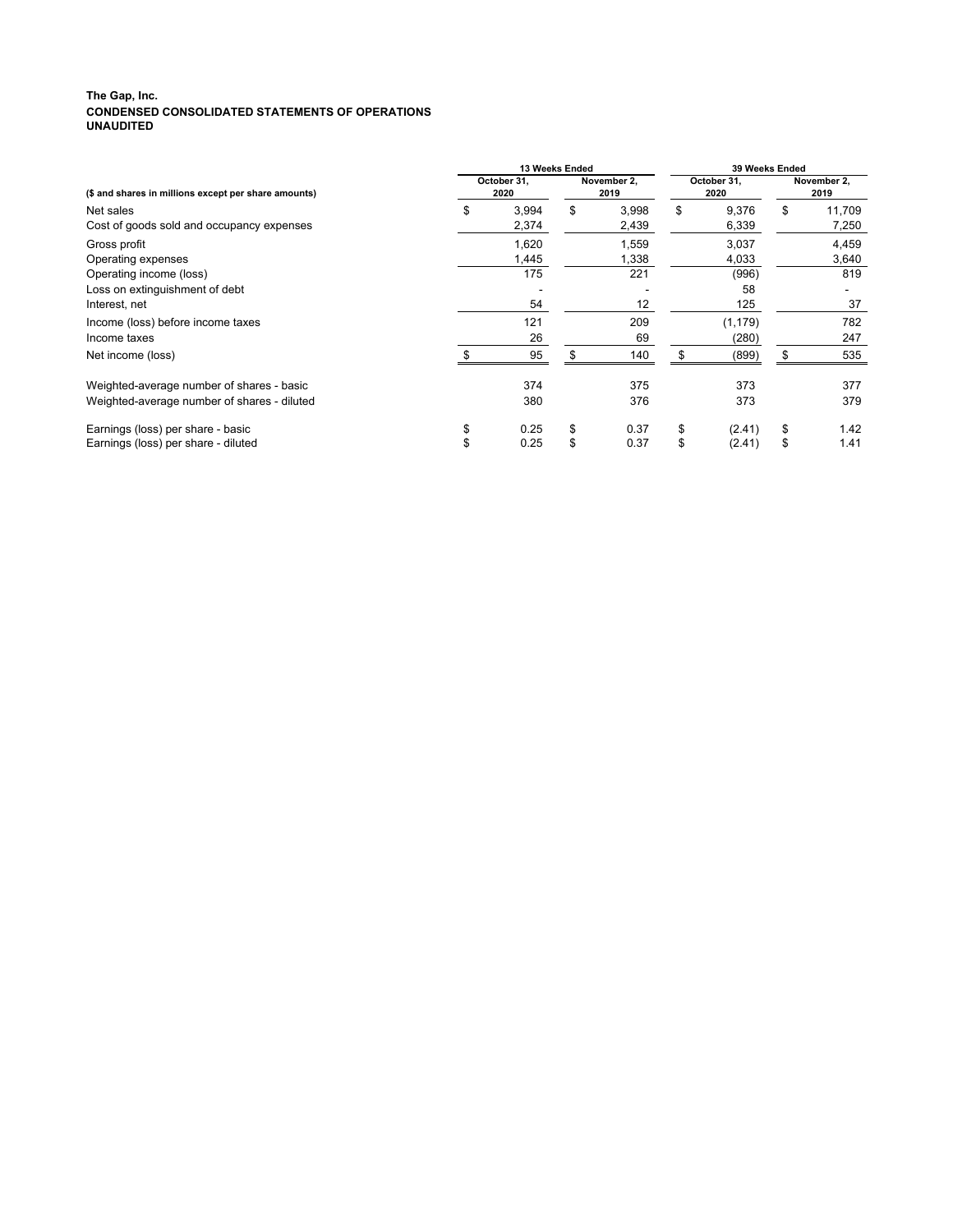**The Gap, Inc.**
**CONDENSED CONSOLIDATED STATEMENTS OF OPERATIONS**
**UNAUDITED**

| ($ and shares in millions except per share amounts) | 13 Weeks Ended | | 39 Weeks Ended | |
|---|---|---|---|---|
| | October 31, 2020 | November 2, 2019 | October 31, 2020 | November 2, 2019 |
| Net sales | $ 3,994 | $ 3,998 | $ 9,376 | $ 11,709 |
| Cost of goods sold and occupancy expenses | 2,374 | 2,439 | 6,339 | 7,250 |
| Gross profit | 1,620 | 1,559 | 3,037 | 4,459 |
| Operating expenses | 1,445 | 1,338 | 4,033 | 3,640 |
| Operating income (loss) | 175 | 221 | (996) | 819 |
| Loss on extinguishment of debt | - | - | 58 | - |
| Interest, net | 54 | 12 | 125 | 37 |
| Income (loss) before income taxes | 121 | 209 | (1,179) | 782 |
| Income taxes | 26 | 69 | (280) | 247 |
| Net income (loss) | $ 95 | $ 140 | $ (899) | $ 535 |
| | | | | |
| Weighted-average number of shares - basic | 374 | 375 | 373 | 377 |
| Weighted-average number of shares - diluted | 380 | 376 | 373 | 379 |
| | | | | |
| Earnings (loss) per share - basic | $ 0.25 | $ 0.37 | $ (2.41) | $ 1.42 |
| Earnings (loss) per share - diluted | $ 0.25 | $ 0.37 | $ (2.41) | $ 1.41 |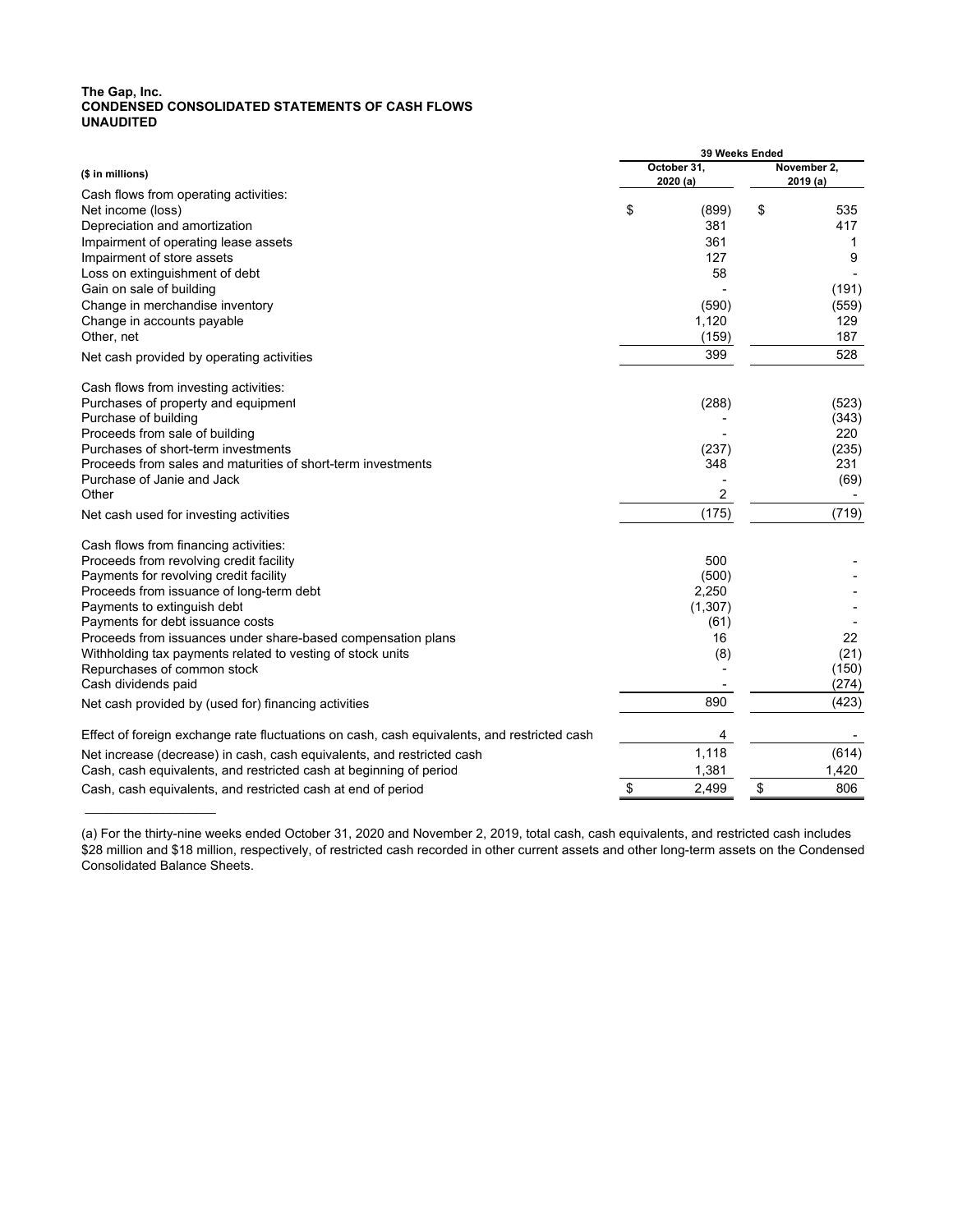**The Gap, Inc.**
**CONDENSED CONSOLIDATED STATEMENTS OF CASH FLOWS**
**UNAUDITED**

| ($ in millions) | 39 Weeks Ended | |
|---|---|---|
| | October 31, 2020 (a) | November 2, 2019 (a) |
| Cash flows from operating activities: | | |
| Net income (loss) | $ (899) | $ 535 |
| Depreciation and amortization | 381 | 417 |
| Impairment of operating lease assets | 361 | 1 |
| Impairment of store assets | 127 | 9 |
| Loss on extinguishment of debt | 58 | - |
| Gain on sale of building | - | (191) |
| Change in merchandise inventory | (590) | (559) |
| Change in accounts payable | 1,120 | 129 |
| Other, net | (159) | 187 |
| Net cash provided by operating activities | 399 | 528 |
| Cash flows from investing activities: | | |
| Purchases of property and equipment | (288) | (523) |
| Purchase of building | - | (343) |
| Proceeds from sale of building | - | 220 |
| Purchases of short-term investments | (237) | (235) |
| Proceeds from sales and maturities of short-term investments | 348 | 231 |
| Purchase of Janie and Jack | - | (69) |
| Other | 2 | - |
| Net cash used for investing activities | (175) | (719) |
| Cash flows from financing activities: | | |
| Proceeds from revolving credit facility | 500 | - |
| Payments for revolving credit facility | (500) | - |
| Proceeds from issuance of long-term debt | 2,250 | - |
| Payments to extinguish debt | (1,307) | - |
| Payments for debt issuance costs | (61) | - |
| Proceeds from issuances under share-based compensation plans | 16 | 22 |
| Withholding tax payments related to vesting of stock units | (8) | (21) |
| Repurchases of common stock | - | (150) |
| Cash dividends paid | - | (274) |
| Net cash provided by (used for) financing activities | 890 | (423) |
| Effect of foreign exchange rate fluctuations on cash, cash equivalents, and restricted cash | 4 | - |
| Net increase (decrease) in cash, cash equivalents, and restricted cash | 1,118 | (614) |
| Cash, cash equivalents, and restricted cash at beginning of period | 1,381 | 1,420 |
| Cash, cash equivalents, and restricted cash at end of period | $ 2,499 | $ 806 |

(a) For the thirty-nine weeks ended October 31, 2020 and November 2, 2019, total cash, cash equivalents, and restricted cash includes $28 million and $18 million, respectively, of restricted cash recorded in other current assets and other long-term assets on the Condensed Consolidated Balance Sheets.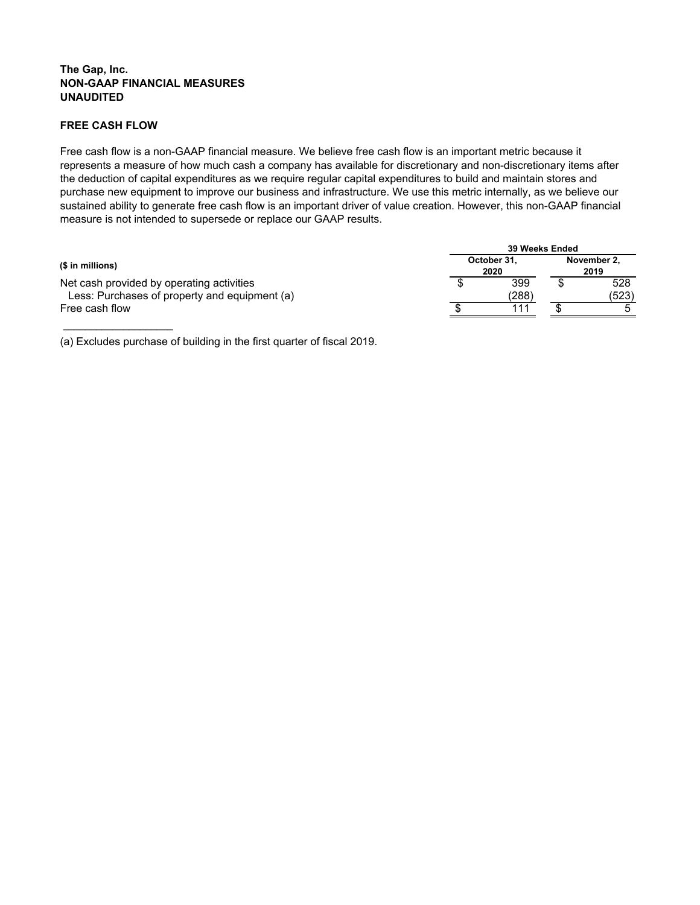**The Gap, Inc.**
**NON-GAAP FINANCIAL MEASURES**
**UNAUDITED**

**FREE CASH FLOW**

Free cash flow is a non-GAAP financial measure. We believe free cash flow is an important metric because it represents a measure of how much cash a company has available for discretionary and non-discretionary items after the deduction of capital expenditures as we require regular capital expenditures to build and maintain stores and purchase new equipment to improve our business and infrastructure. We use this metric internally, as we believe our sustained ability to generate free cash flow is an important driver of value creation. However, this non-GAAP financial measure is not intended to supersede or replace our GAAP results.

| ($ in millions) | 39 Weeks Ended | |
|---|---|---|
| | October 31, 2020 | November 2, 2019 |
| Net cash provided by operating activities | $ 399 | $ 528 |
| Less: Purchases of property and equipment (a) | (288) | (523) |
| Free cash flow | $ 111 | $ 5 |

(a) Excludes purchase of building in the first quarter of fiscal 2019.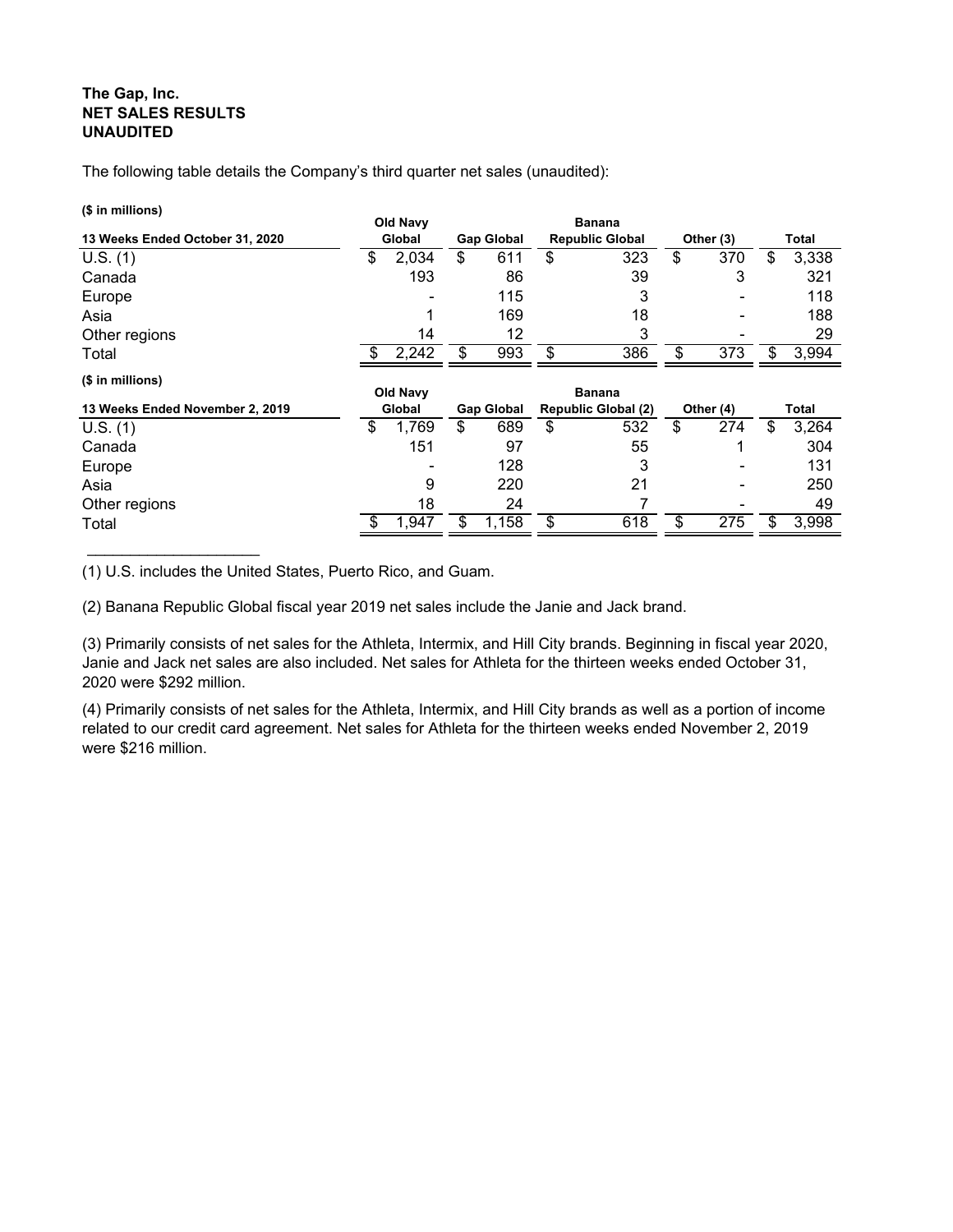**The Gap, Inc.**
**NET SALES RESULTS**
**UNAUDITED**

The following table details the Company's third quarter net sales (unaudited):

**($ in millions)**

| 13 Weeks Ended October 31, 2020 | Old Navy Global | Gap Global | Banana Republic Global | Other (3) | Total |
|---|---|---|---|---|---|
| U.S. (1) | $ 2,034 | $ 611 | $ 323 | $ 370 | $ 3,338 |
| Canada | 193 | 86 | 39 | 3 | 321 |
| Europe | - | 115 | 3 | - | 118 |
| Asia | 1 | 169 | 18 | - | 188 |
| Other regions | 14 | 12 | 3 | - | 29 |
| Total | $ 2,242 | $ 993 | $ 386 | $ 373 | $ 3,994 |

**($ in millions)**

| 13 Weeks Ended November 2, 2019 | Old Navy Global | Gap Global | Banana Republic Global (2) | Other (4) | Total |
|---|---|---|---|---|---|
| U.S. (1) | $ 1,769 | $ 689 | $ 532 | $ 274 | $ 3,264 |
| Canada | 151 | 97 | 55 | 1 | 304 |
| Europe | - | 128 | 3 | - | 131 |
| Asia | 9 | 220 | 21 | - | 250 |
| Other regions | 18 | 24 | 7 | - | 49 |
| Total | $ 1,947 | $ 1,158 | $ 618 | $ 275 | $ 3,998 |

(1) U.S. includes the United States, Puerto Rico, and Guam.

(2) Banana Republic Global fiscal year 2019 net sales include the Janie and Jack brand.

(3) Primarily consists of net sales for the Athleta, Intermix, and Hill City brands. Beginning in fiscal year 2020, Janie and Jack net sales are also included. Net sales for Athleta for the thirteen weeks ended October 31, 2020 were $292 million.

(4) Primarily consists of net sales for the Athleta, Intermix, and Hill City brands as well as a portion of income related to our credit card agreement. Net sales for Athleta for the thirteen weeks ended November 2, 2019 were $216 million.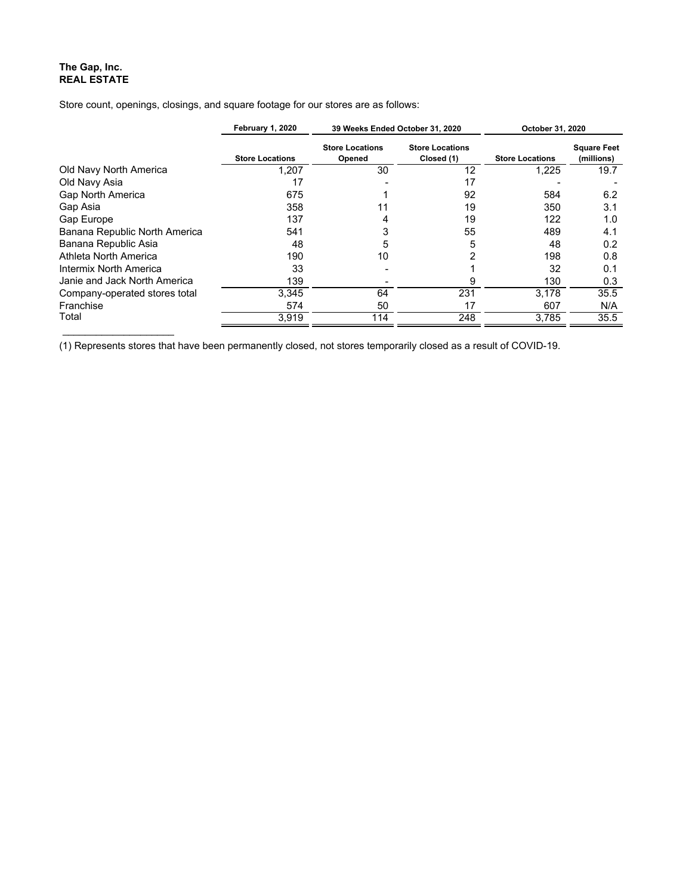**The Gap, Inc.**
**REAL ESTATE**

Store count, openings, closings, and square footage for our stores are as follows:

| | February 1, 2020 | 39 Weeks Ended October 31, 2020 | | October 31, 2020 | |
|---|---|---|---|---|---|
| | Store Locations | Store Locations Opened | Store Locations Closed (1) | Store Locations | Square Feet (millions) |
| Old Navy North America | 1,207 | 30 | 12 | 1,225 | 19.7 |
| Old Navy Asia | 17 | - | 17 | - | - |
| Gap North America | 675 | 1 | 92 | 584 | 6.2 |
| Gap Asia | 358 | 11 | 19 | 350 | 3.1 |
| Gap Europe | 137 | 4 | 19 | 122 | 1.0 |
| Banana Republic North America | 541 | 3 | 55 | 489 | 4.1 |
| Banana Republic Asia | 48 | 5 | 5 | 48 | 0.2 |
| Athleta North America | 190 | 10 | 2 | 198 | 0.8 |
| Intermix North America | 33 | - | 1 | 32 | 0.1 |
| Janie and Jack North America | 139 | - | 9 | 130 | 0.3 |
| Company-operated stores total | 3,345 | 64 | 231 | 3,178 | 35.5 |
| Franchise | 574 | 50 | 17 | 607 | N/A |
| Total | 3,919 | 114 | 248 | 3,785 | 35.5 |

(1) Represents stores that have been permanently closed, not stores temporarily closed as a result of COVID-19.